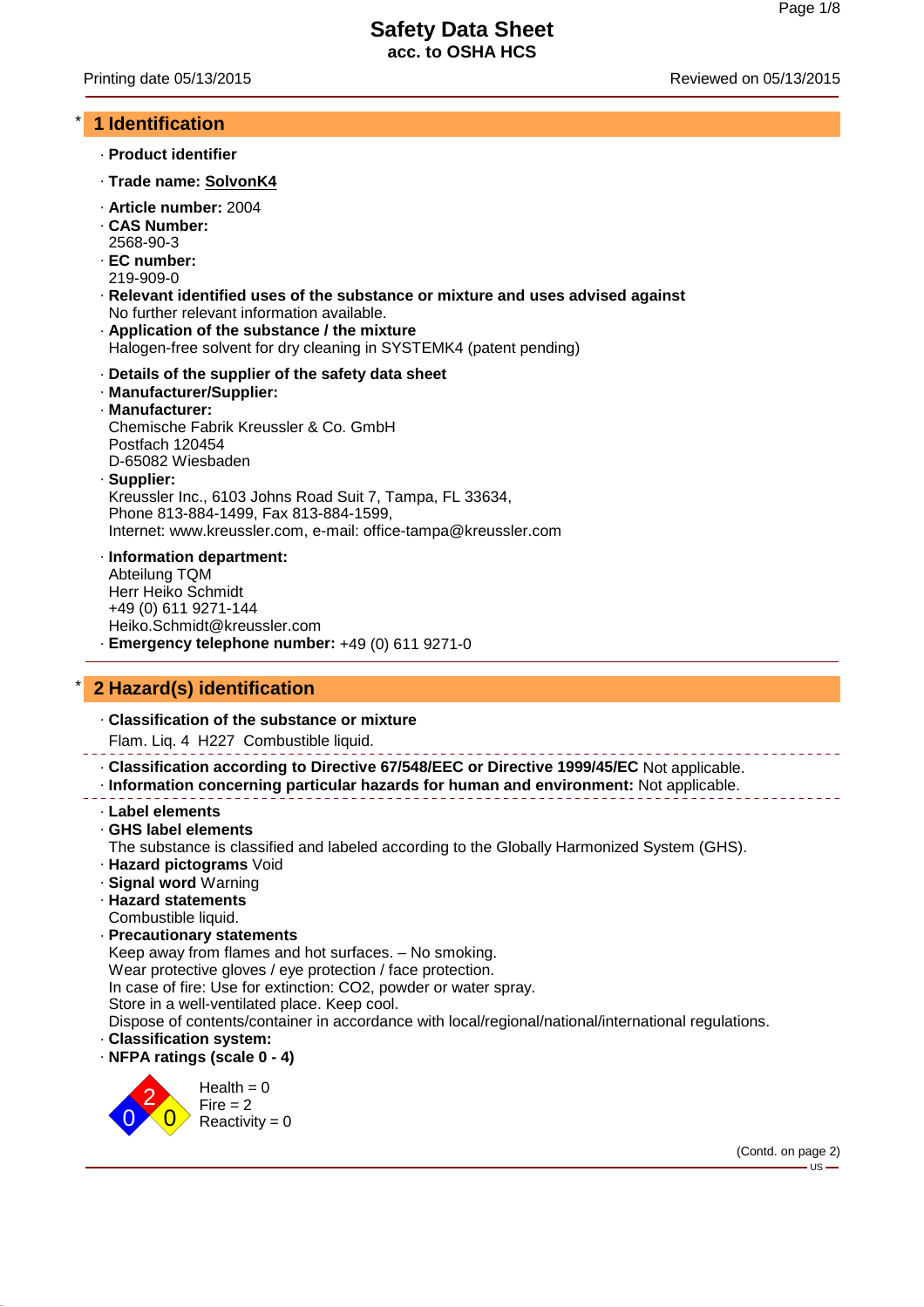# Safety Data Sheet
**acc. to OSHA HCS**

Printing date 05/13/2015 Reviewed on 05/13/2015

## * 1 Identification

· **Product identifier**

· **Trade name: SolvonK4**

· **Article number:** 2004
· **CAS Number:**
2568-90-3
· **EC number:**
219-909-0
· **Relevant identified uses of the substance or mixture and uses advised against**
No further relevant information available.
· **Application of the substance / the mixture**
Halogen-free solvent for dry cleaning in SYSTEMK4 (patent pending)

· **Details of the supplier of the safety data sheet**
· **Manufacturer/Supplier:**
· **Manufacturer:**
Chemische Fabrik Kreussler & Co. GmbH
Postfach 120454
D-65082 Wiesbaden
· **Supplier:**
Kreussler Inc., 6103 Johns Road Suit 7, Tampa, FL 33634,
Phone 813-884-1499, Fax 813-884-1599,
Internet: www.kreussler.com, e-mail: office-tampa@kreussler.com

· **Information department:**
Abteilung TQM
Herr Heiko Schmidt
+49 (0) 611 9271-144
Heiko.Schmidt@kreussler.com
· **Emergency telephone number:** +49 (0) 611 9271-0

## * 2 Hazard(s) identification

· **Classification of the substance or mixture**
Flam. Liq. 4 H227 Combustible liquid.

· **Classification according to Directive 67/548/EEC or Directive 1999/45/EC** Not applicable.
· **Information concerning particular hazards for human and environment:** Not applicable.

· **Label elements**
· **GHS label elements**
The substance is classified and labeled according to the Globally Harmonized System (GHS).
· **Hazard pictograms** Void
· **Signal word** Warning
· **Hazard statements**
Combustible liquid.
· **Precautionary statements**
Keep away from flames and hot surfaces. – No smoking.
Wear protective gloves / eye protection / face protection.
In case of fire: Use for extinction: CO2, powder or water spray.
Store in a well-ventilated place. Keep cool.
Dispose of contents/container in accordance with local/regional/national/international regulations.
· **Classification system:**
· **NFPA ratings (scale 0 - 4)**

Health = 0
Fire = 2
Reactivity = 0

(Contd. on page 2)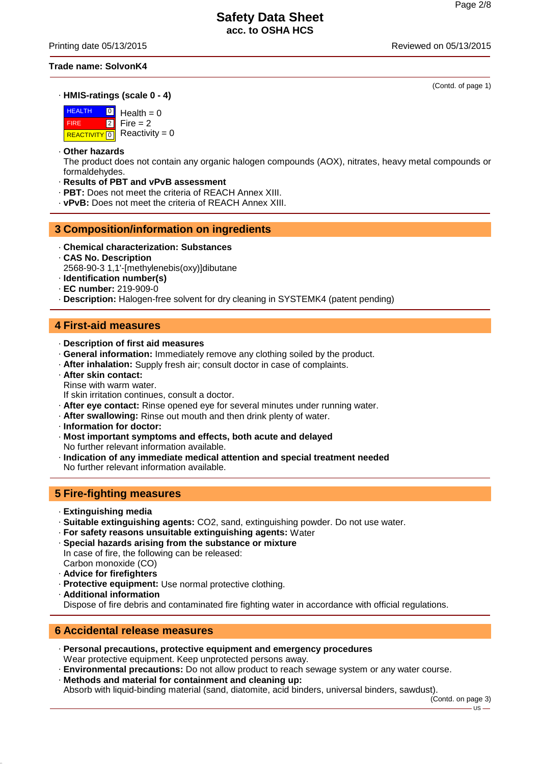Trade name: SolvonK4

(Contd. of page 1)

· **HMIS-ratings (scale 0 - 4)**

| | | |
|---|---|---|
| HEALTH | 0 | Health = 0 |
| FIRE | 2 | Fire = 2 |
| REACTIVITY | 0 | Reactivity = 0 |

· **Other hazards**
The product does not contain any organic halogen compounds (AOX), nitrates, heavy metal compounds or formaldehydes.
· **Results of PBT and vPvB assessment**
· **PBT:** Does not meet the criteria of REACH Annex XIII.
· **vPvB:** Does not meet the criteria of REACH Annex XIII.

## 3 Composition/information on ingredients

· **Chemical characterization: Substances**
· **CAS No. Description**
2568-90-3 1,1'-[methylenebis(oxy)]dibutane
· **Identification number(s)**
· **EC number:** 219-909-0
· **Description:** Halogen-free solvent for dry cleaning in SYSTEMK4 (patent pending)

## 4 First-aid measures

· **Description of first aid measures**
· **General information:** Immediately remove any clothing soiled by the product.
· **After inhalation:** Supply fresh air; consult doctor in case of complaints.
· **After skin contact:**
Rinse with warm water.
If skin irritation continues, consult a doctor.
· **After eye contact:** Rinse opened eye for several minutes under running water.
· **After swallowing:** Rinse out mouth and then drink plenty of water.
· **Information for doctor:**
· **Most important symptoms and effects, both acute and delayed**
No further relevant information available.
· **Indication of any immediate medical attention and special treatment needed**
No further relevant information available.

## 5 Fire-fighting measures

· **Extinguishing media**
· **Suitable extinguishing agents:** $CO_2$, sand, extinguishing powder. Do not use water.
· **For safety reasons unsuitable extinguishing agents:** Water
· **Special hazards arising from the substance or mixture**
In case of fire, the following can be released:
Carbon monoxide (CO)
· **Advice for firefighters**
· **Protective equipment:** Use normal protective clothing.
· **Additional information**
Dispose of fire debris and contaminated fire fighting water in accordance with official regulations.

## 6 Accidental release measures

· **Personal precautions, protective equipment and emergency procedures**
Wear protective equipment. Keep unprotected persons away.
· **Environmental precautions:** Do not allow product to reach sewage system or any water course.
· **Methods and material for containment and cleaning up:**
Absorb with liquid-binding material (sand, diatomite, acid binders, universal binders, sawdust).

(Contd. on page 3)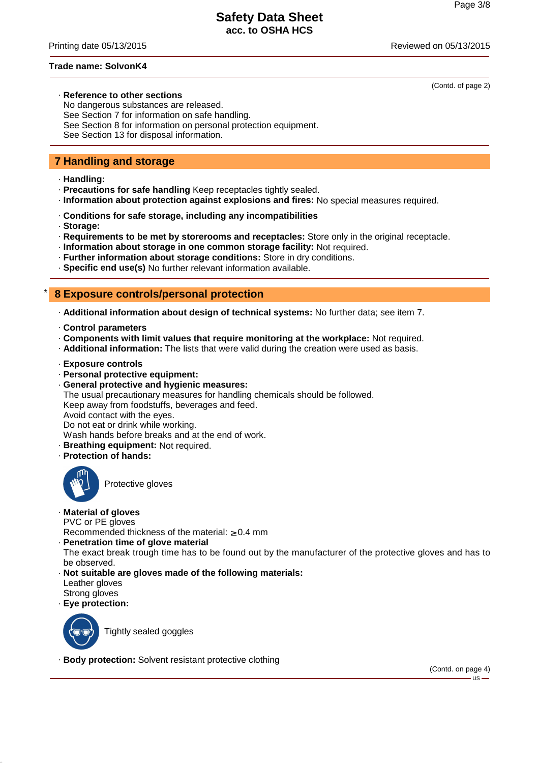**Trade name: SolvonK4**

(Contd. of page 2)

· **Reference to other sections**
No dangerous substances are released.
See Section 7 for information on safe handling.
See Section 8 for information on personal protection equipment.
See Section 13 for disposal information.

## 7 Handling and storage

· **Handling:**
· **Precautions for safe handling** Keep receptacles tightly sealed.
· **Information about protection against explosions and fires:** No special measures required.

· **Conditions for safe storage, including any incompatibilities**
· **Storage:**
· **Requirements to be met by storerooms and receptacles:** Store only in the original receptacle.
· **Information about storage in one common storage facility:** Not required.
· **Further information about storage conditions:** Store in dry conditions.
· **Specific end use(s)** No further relevant information available.

## * 8 Exposure controls/personal protection

· **Additional information about design of technical systems:** No further data; see item 7.

· **Control parameters**
· **Components with limit values that require monitoring at the workplace:** Not required.
· **Additional information:** The lists that were valid during the creation were used as basis.

· **Exposure controls**
· **Personal protective equipment:**
· **General protective and hygienic measures:**
The usual precautionary measures for handling chemicals should be followed.
Keep away from foodstuffs, beverages and feed.
Avoid contact with the eyes.
Do not eat or drink while working.
Wash hands before breaks and at the end of work.
· **Breathing equipment:** Not required.
· **Protection of hands:**

Protective gloves

· **Material of gloves**
PVC or PE gloves
Recommended thickness of the material: $\geq$0.4 mm
· **Penetration time of glove material**
The exact break trough time has to be found out by the manufacturer of the protective gloves and has to be observed.
· **Not suitable are gloves made of the following materials:**
Leather gloves
Strong gloves
· **Eye protection:**

Tightly sealed goggles

· **Body protection:** Solvent resistant protective clothing

(Contd. on page 4)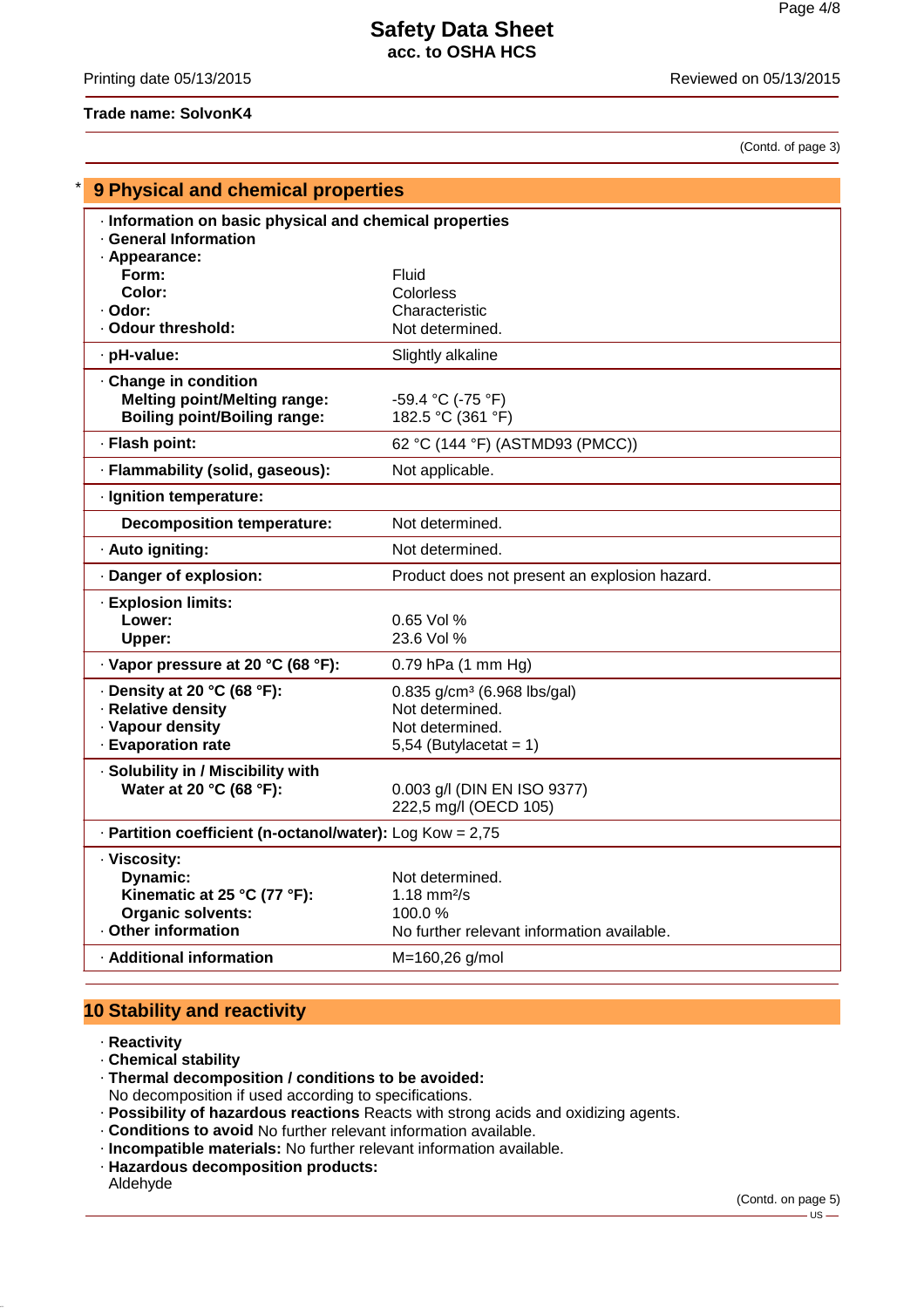Trade name: SolvonK4

(Contd. of page 3)

## * 9 Physical and chemical properties

| Property | Value |
|---|---|
| · **Information on basic physical and chemical properties** | |
| · **General Information** | |
| · **Appearance:** | |
| **Form:** | Fluid |
| **Color:** | Colorless |
| · **Odor:** | Characteristic |
| · **Odour threshold:** | Not determined. |
| · **pH-value:** | Slightly alkaline |
| · **Change in condition** | |
| **Melting point/Melting range:** | -59.4 °C (-75 °F) |
| **Boiling point/Boiling range:** | 182.5 °C (361 °F) |
| · **Flash point:** | 62 °C (144 °F) (ASTMD93 (PMCC)) |
| · **Flammability (solid, gaseous):** | Not applicable. |
| · **Ignition temperature:** | |
| **Decomposition temperature:** | Not determined. |
| · **Auto igniting:** | Not determined. |
| · **Danger of explosion:** | Product does not present an explosion hazard. |
| · **Explosion limits:** | |
| **Lower:** | 0.65 Vol % |
| **Upper:** | 23.6 Vol % |
| · **Vapor pressure at 20 °C (68 °F):** | 0.79 hPa (1 mm Hg) |
| · **Density at 20 °C (68 °F):** | 0.835 g/cm³ (6.968 lbs/gal) |
| · **Relative density** | Not determined. |
| · **Vapour density** | Not determined. |
| · **Evaporation rate** | 5,54 (Butylacetat = 1) |
| · **Solubility in / Miscibility with** | |
| **Water at 20 °C (68 °F):** | 0.003 g/l (DIN EN ISO 9377) 222,5 mg/l (OECD 105) |
| · **Partition coefficient (n-octanol/water):** | Log Kow = 2,75 |
| · **Viscosity:** | |
| **Dynamic:** | Not determined. |
| **Kinematic at 25 °C (77 °F):** | 1.18 mm²/s |
| **Organic solvents:** | 100.0 % |
| · **Other information** | No further relevant information available. |
| · **Additional information** | M=160,26 g/mol |

## 10 Stability and reactivity

· **Reactivity**
· **Chemical stability**
· **Thermal decomposition / conditions to be avoided:**
No decomposition if used according to specifications.
· **Possibility of hazardous reactions** Reacts with strong acids and oxidizing agents.
· **Conditions to avoid** No further relevant information available.
· **Incompatible materials:** No further relevant information available.
· **Hazardous decomposition products:**
Aldehyde

(Contd. on page 5)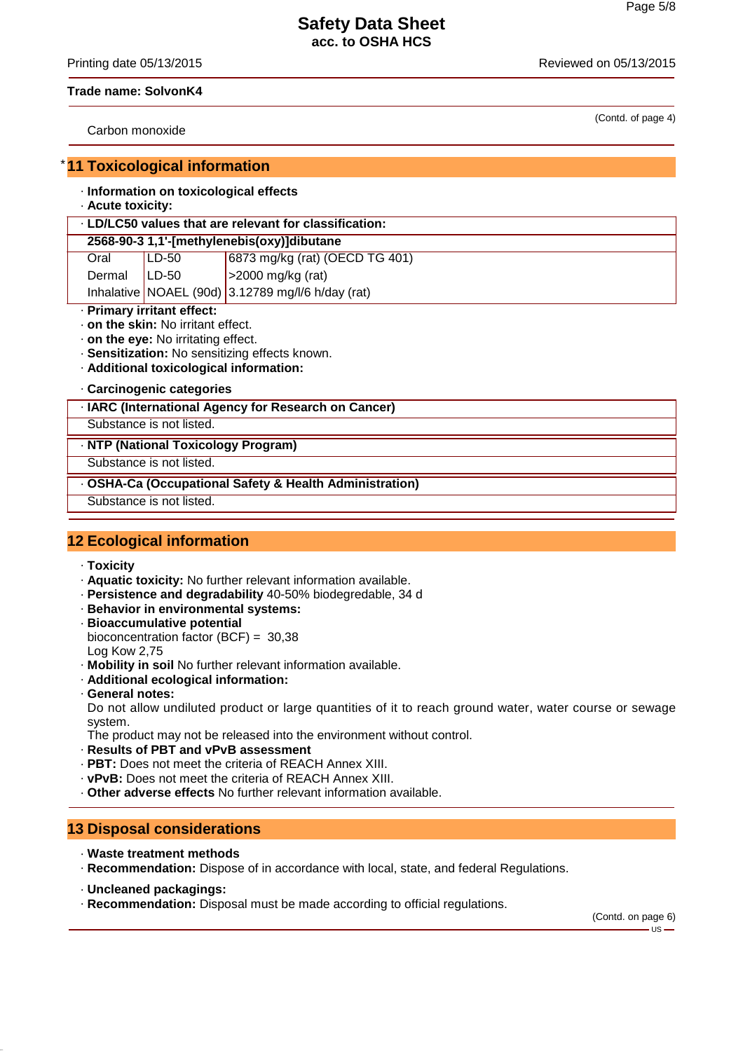(Contd. of page 4)

Carbon monoxide

## * 11 Toxicological information

· **Information on toxicological effects**
· **Acute toxicity:**

| · LD/LC50 values that are relevant for classification: | | |
|---|---|---|
| **2568-90-3 1,1'-[methylenebis(oxy)]dibutane** | | |
| Oral | LD-50 | 6873 mg/kg (rat) (OECD TG 401) |
| Dermal | LD-50 | >2000 mg/kg (rat) |
| Inhalative | NOAEL (90d) | 3.12789 mg/l/6 h/day (rat) |

· **Primary irritant effect:**
· **on the skin:** No irritant effect.
· **on the eye:** No irritating effect.
· **Sensitization:** No sensitizing effects known.
· **Additional toxicological information:**

· **Carcinogenic categories**

| · IARC (International Agency for Research on Cancer) |
|---|
| Substance is not listed. |

| · NTP (National Toxicology Program) |
|---|
| Substance is not listed. |

| · OSHA-Ca (Occupational Safety & Health Administration) |
|---|
| Substance is not listed. |

## 12 Ecological information

· **Toxicity**
· **Aquatic toxicity:** No further relevant information available.
· **Persistence and degradability** 40-50% biodegredable, 34 d
· **Behavior in environmental systems:**
· **Bioaccumulative potential**
bioconcentration factor (BCF) = 30,38
Log Kow 2,75
· **Mobility in soil** No further relevant information available.
· **Additional ecological information:**
· **General notes:**
Do not allow undiluted product or large quantities of it to reach ground water, water course or sewage system.
The product may not be released into the environment without control.
· **Results of PBT and vPvB assessment**
· **PBT:** Does not meet the criteria of REACH Annex XIII.
· **vPvB:** Does not meet the criteria of REACH Annex XIII.
· **Other adverse effects** No further relevant information available.

## 13 Disposal considerations

· **Waste treatment methods**
· **Recommendation:** Dispose of in accordance with local, state, and federal Regulations.

· **Uncleaned packagings:**
· **Recommendation:** Disposal must be made according to official regulations.

(Contd. on page 6)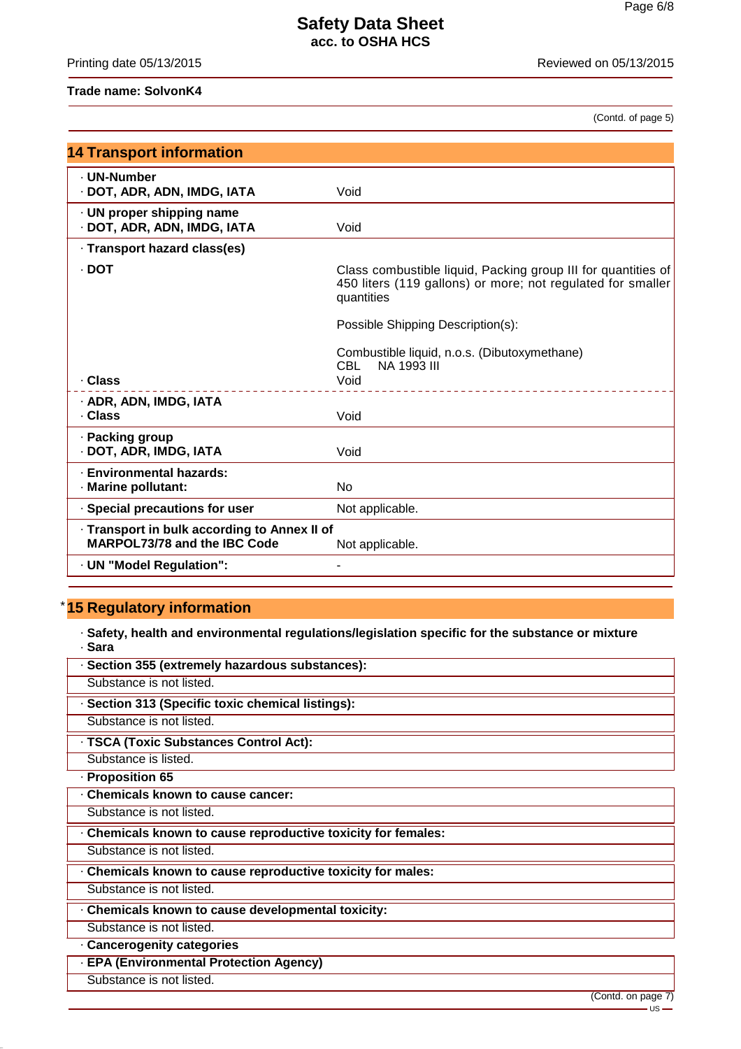Trade name: SolvonK4

(Contd. of page 5)

## 14 Transport information

| | |
|---|---|
| · **UN-Number** · **DOT, ADR, ADN, IMDG, IATA** | Void |
| · **UN proper shipping name** · **DOT, ADR, ADN, IMDG, IATA** | Void |
| · **Transport hazard class(es)** | |
| · **DOT** | Class combustible liquid, Packing group III for quantities of 450 liters (119 gallons) or more; not regulated for smaller quantities<br><br>Possible Shipping Description(s):<br><br>Combustible liquid, n.o.s. (Dibutoxymethane)<br>CBL NA 1993 III |
| · **Class** | Void |
| · **ADR, ADN, IMDG, IATA** · **Class** | Void |
| · **Packing group** · **DOT, ADR, IMDG, IATA** | Void |
| · **Environmental hazards:** · **Marine pollutant:** | No |
| · **Special precautions for user** | Not applicable. |
| · **Transport in bulk according to Annex II of MARPOL73/78 and the IBC Code** | Not applicable. |
| · **UN "Model Regulation":** | - |

## * 15 Regulatory information

· **Safety, health and environmental regulations/legislation specific for the substance or mixture**
· **Sara**

· **Section 355 (extremely hazardous substances):**
Substance is not listed.

· **Section 313 (Specific toxic chemical listings):**
Substance is not listed.

· **TSCA (Toxic Substances Control Act):**
Substance is listed.

· **Proposition 65**

· **Chemicals known to cause cancer:**
Substance is not listed.

· **Chemicals known to cause reproductive toxicity for females:**
Substance is not listed.

· **Chemicals known to cause reproductive toxicity for males:**
Substance is not listed.

· **Chemicals known to cause developmental toxicity:**
Substance is not listed.

· **Cancerogenity categories**

· **EPA (Environmental Protection Agency)**
Substance is not listed.

(Contd. on page 7)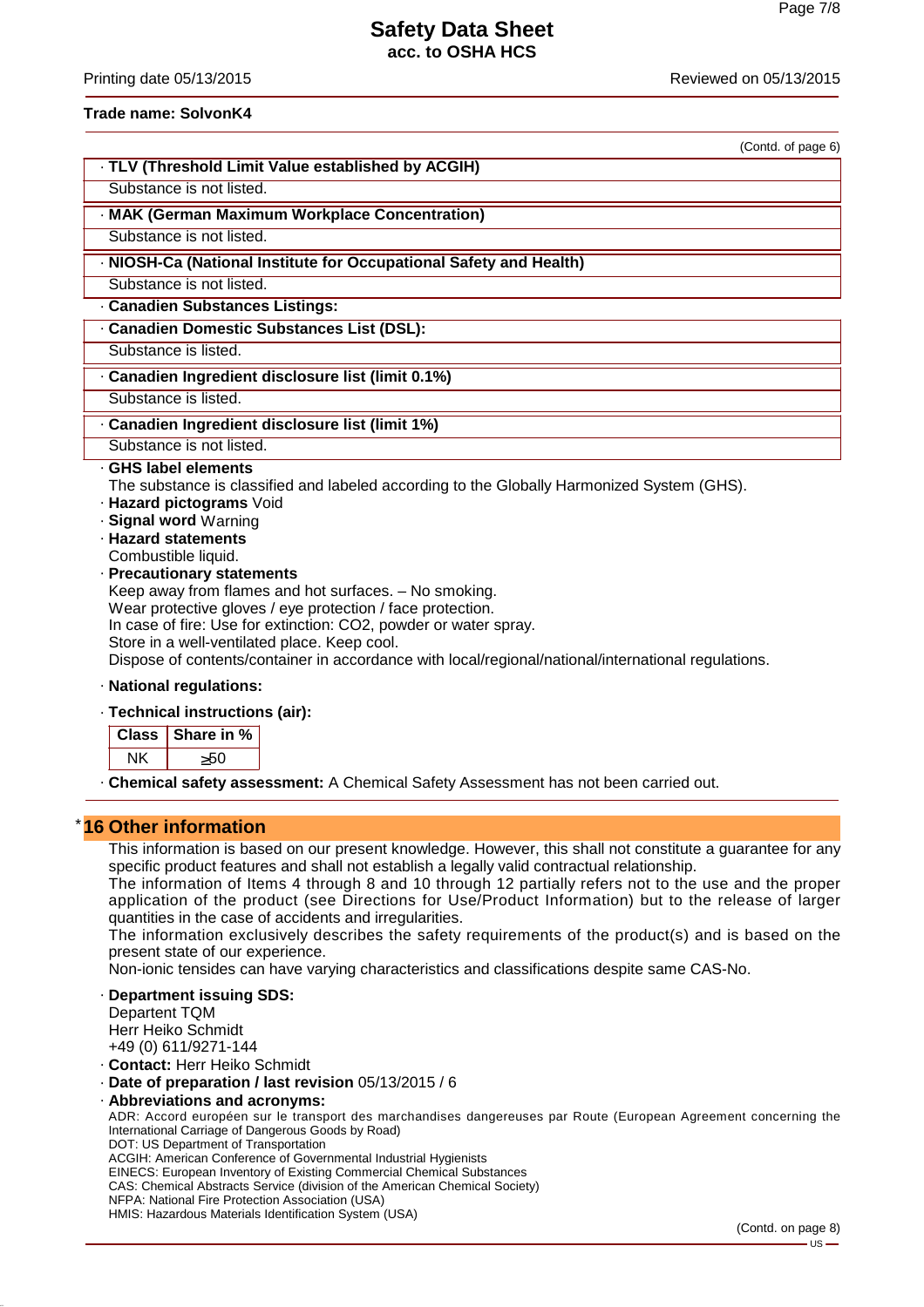Trade name: SolvonK4

(Contd. of page 6)

· **TLV (Threshold Limit Value established by ACGIH)**

Substance is not listed.

· **MAK (German Maximum Workplace Concentration)**

Substance is not listed.

· **NIOSH-Ca (National Institute for Occupational Safety and Health)**

Substance is not listed.

· **Canadien Substances Listings:**

· **Canadien Domestic Substances List (DSL):**

Substance is listed.

· **Canadien Ingredient disclosure list (limit 0.1%)**

Substance is listed.

· **Canadien Ingredient disclosure list (limit 1%)**

Substance is not listed.

· **GHS label elements**

The substance is classified and labeled according to the Globally Harmonized System (GHS).

· **Hazard pictograms** Void

· **Signal word** Warning

· **Hazard statements**

Combustible liquid.

· **Precautionary statements**

Keep away from flames and hot surfaces. – No smoking.
Wear protective gloves / eye protection / face protection.
In case of fire: Use for extinction: CO2, powder or water spray.
Store in a well-ventilated place. Keep cool.
Dispose of contents/container in accordance with local/regional/national/international regulations.

· **National regulations:**

· **Technical instructions (air):**

| Class | Share in % |
|---|---|
| NK | ≥50 |

· **Chemical safety assessment:** A Chemical Safety Assessment has not been carried out.

## * 16 Other information

This information is based on our present knowledge. However, this shall not constitute a guarantee for any specific product features and shall not establish a legally valid contractual relationship.
The information of Items 4 through 8 and 10 through 12 partially refers not to the use and the proper application of the product (see Directions for Use/Product Information) but to the release of larger quantities in the case of accidents and irregularities.
The information exclusively describes the safety requirements of the product(s) and is based on the present state of our experience.
Non-ionic tensides can have varying characteristics and classifications despite same CAS-No.

· **Department issuing SDS:**
Departent TQM
Herr Heiko Schmidt
+49 (0) 611/9271-144

· **Contact:** Herr Heiko Schmidt

· **Date of preparation / last revision** 05/13/2015 / 6

· **Abbreviations and acronyms:**
ADR: Accord européen sur le transport des marchandises dangereuses par Route (European Agreement concerning the International Carriage of Dangerous Goods by Road)
DOT: US Department of Transportation
ACGIH: American Conference of Governmental Industrial Hygienists
EINECS: European Inventory of Existing Commercial Chemical Substances
CAS: Chemical Abstracts Service (division of the American Chemical Society)
NFPA: National Fire Protection Association (USA)
HMIS: Hazardous Materials Identification System (USA)

(Contd. on page 8)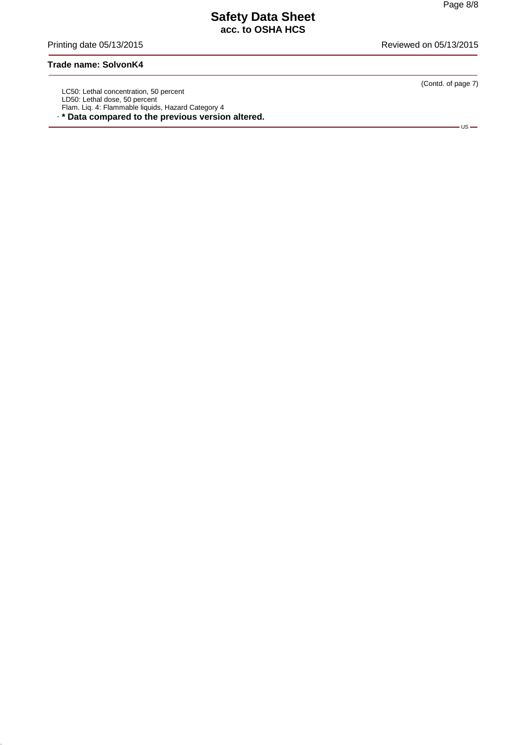LC50: Lethal concentration, 50 percent
LD50: Lethal dose, 50 percent
Flam. Liq. 4: Flammable liquids, Hazard Category 4

· **\* Data compared to the previous version altered.**